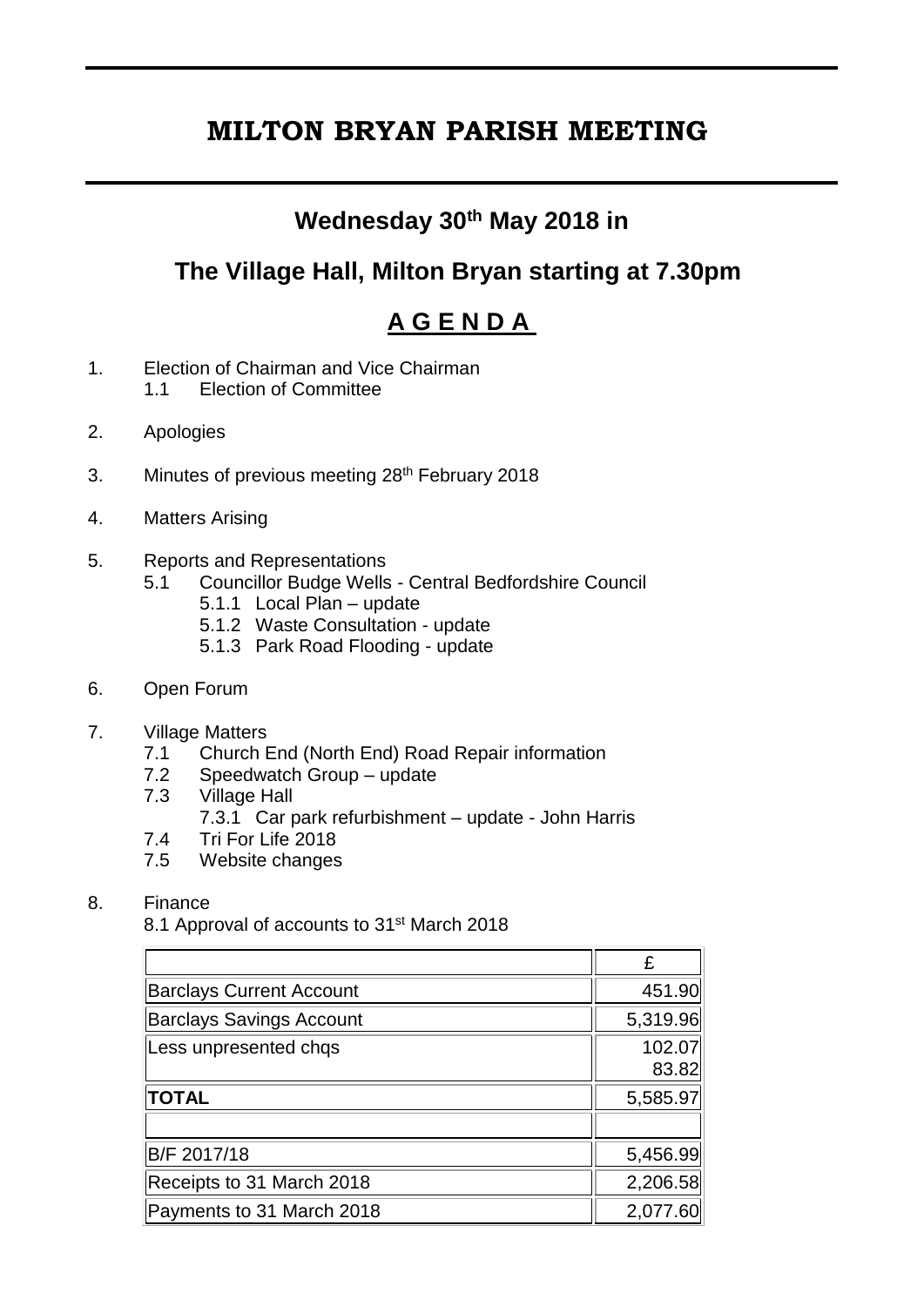# MILTON BRYAN PARISH MEETING

## Wednesday 30th May 2018 in

## The Village Hall, Milton Bryan starting at 7.30pm

## A G E N D A

1. Election of Chairman and Vice Chairman
   - 1.1 Election of Committee

2. Apologies

3. Minutes of previous meeting 28th February 2018

4. Matters Arising

5. Reports and Representations
   - 5.1 Councillor Budge Wells - Central Bedfordshire Council
     - 5.1.1 Local Plan – update
     - 5.1.2 Waste Consultation - update
     - 5.1.3 Park Road Flooding - update

6. Open Forum

7. Village Matters
   - 7.1 Church End (North End) Road Repair information
   - 7.2 Speedwatch Group – update
   - 7.3 Village Hall
     - 7.3.1 Car park refurbishment – update - John Harris
   - 7.4 Tri For Life 2018
   - 7.5 Website changes

8. Finance

   8.1 Approval of accounts to 31st March 2018

| | £ |
|---|---|
| Barclays Current Account | 451.90 |
| Barclays Savings Account | 5,319.96 |
| Less unpresented chqs | 102.07<br>83.82 |
| **TOTAL** | 5,585.97 |
| | |
| B/F 2017/18 | 5,456.99 |
| Receipts to 31 March 2018 | 2,206.58 |
| Payments to 31 March 2018 | 2,077.60 |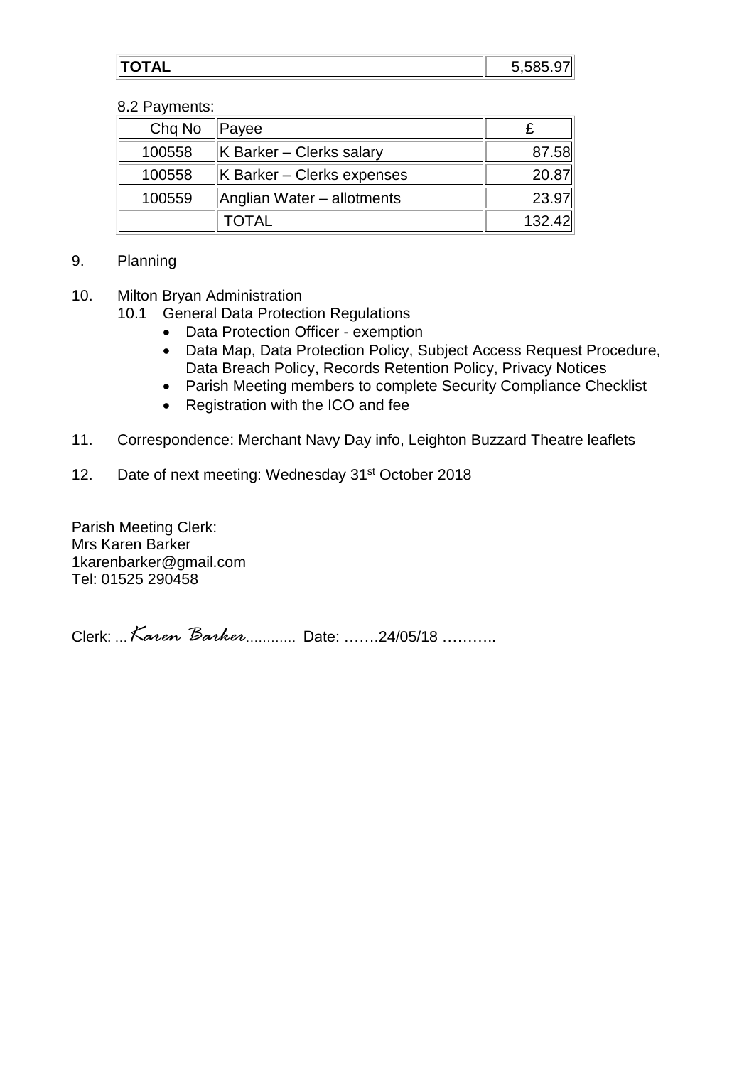| | |
|---|---|
| **TOTAL** | 5,585.97 |

8.2 Payments:

| Chq No | Payee | £ |
|---|---|---|
| 100558 | K Barker – Clerks salary | 87.58 |
| 100558 | K Barker – Clerks expenses | 20.87 |
| 100559 | Anglian Water – allotments | 23.97 |
| | TOTAL | 132.42 |

9. Planning

10. Milton Bryan Administration
    10.1 General Data Protection Regulations
    - Data Protection Officer - exemption
    - Data Map, Data Protection Policy, Subject Access Request Procedure, Data Breach Policy, Records Retention Policy, Privacy Notices
    - Parish Meeting members to complete Security Compliance Checklist
    - Registration with the ICO and fee

11. Correspondence: Merchant Navy Day info, Leighton Buzzard Theatre leaflets

12. Date of next meeting: Wednesday 31st October 2018

Parish Meeting Clerk:
Mrs Karen Barker
1karenbarker@gmail.com
Tel: 01525 290458

Clerk: ... *Karen Barker*............ Date: …….24/05/18 ………..